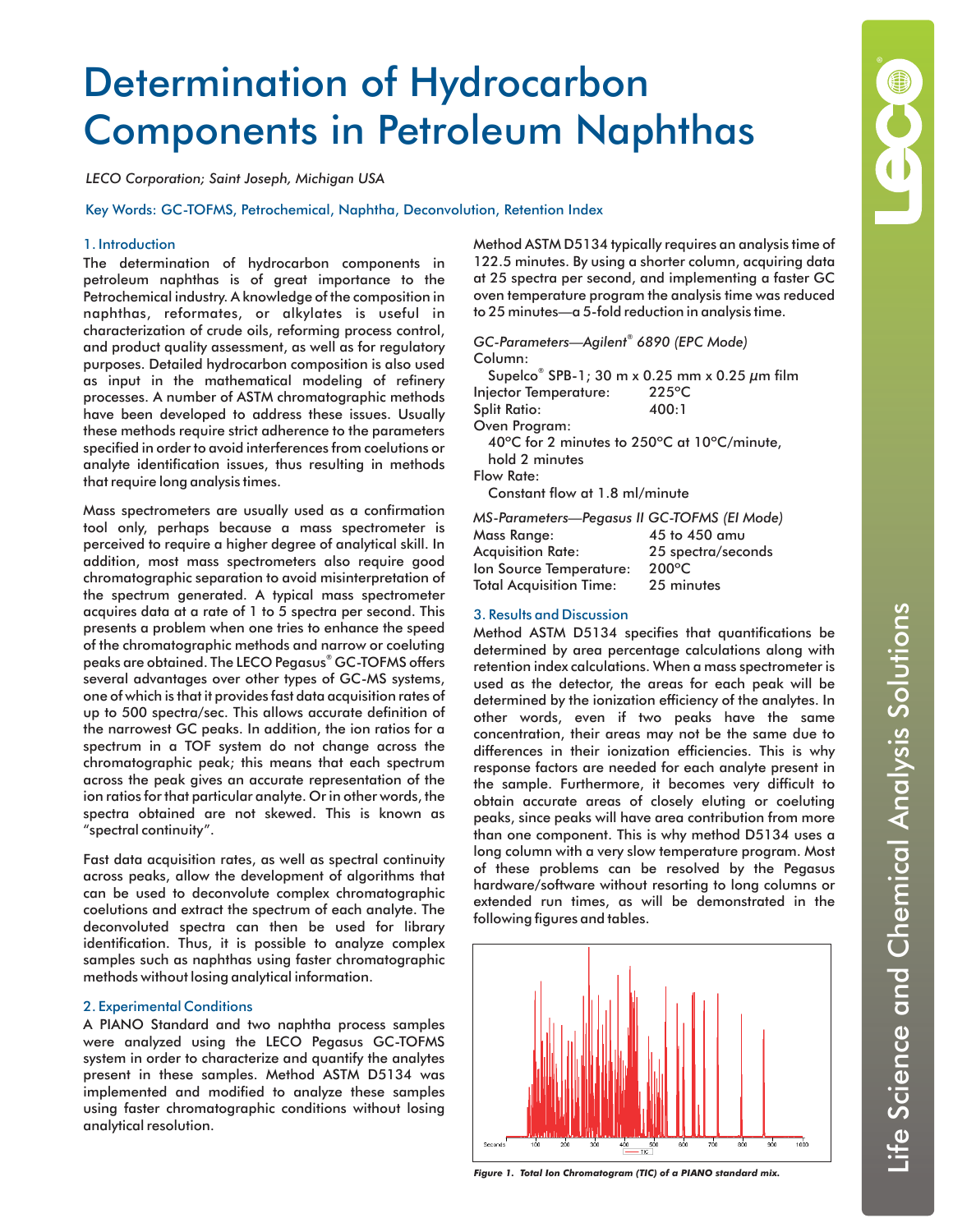# Determination of Hydrocarbon Components in Petroleum Naphthas

*LECO Corporation; Saint Joseph, Michigan USA*

Key Words: GC-TOFMS, Petrochemical, Naphtha, Deconvolution, Retention Index

## 1. Introduction

The determination of hydrocarbon components in petroleum naphthas is of great importance to the Petrochemical industry. A knowledge of the composition in naphthas, reformates, or alkylates is useful in characterization of crude oils, reforming process control, and product quality assessment, as well as for regulatory purposes. Detailed hydrocarbon composition is also used as input in the mathematical modeling of refinery processes. A number of ASTM chromatographic methods have been developed to address these issues. Usually these methods require strict adherence to the parameters specified in order to avoid interferences from coelutions or analyte identification issues, thus resulting in methods that require long analysis times.

Mass spectrometers are usually used as a confirmation tool only, perhaps because a mass spectrometer is perceived to require a higher degree of analytical skill. In addition, most mass spectrometers also require good chromatographic separation to avoid misinterpretation of the spectrum generated. A typical mass spectrometer acquires data at a rate of 1 to 5 spectra per second. This presents a problem when one tries to enhance the speed of the chromatographic methods and narrow or coeluting peaks are obtained. The LECO Pegasus® GC-TOFMS offers several advantages over other types of GC-MS systems, one of which is that it provides fast data acquisition rates of up to 500 spectra/sec. This allows accurate definition of the narrowest GC peaks. In addition, the ion ratios for a spectrum in a TOF system do not change across the chromatographic peak; this means that each spectrum across the peak gives an accurate representation of the ion ratios for that particular analyte. Or in other words, the spectra obtained are not skewed. This is known as "spectral continuity".

Fast data acquisition rates, as well as spectral continuity across peaks, allow the development of algorithms that can be used to deconvolute complex chromatographic coelutions and extract the spectrum of each analyte. The deconvoluted spectra can then be used for library identification. Thus, it is possible to analyze complex samples such as naphthas using faster chromatographic methods without losing analytical information.

## 2. Experimental Conditions

A PIANO Standard and two naphtha process samples were analyzed using the LECO Pegasus GC-TOFMS system in order to characterize and quantify the analytes present in these samples. Method ASTM D5134 was implemented and modified to analyze these samples using faster chromatographic conditions without losing analytical resolution.

Method ASTM D5134 typically requires an analysis time of 122.5 minutes. By using a shorter column, acquiring data at 25 spectra per second, and implementing a faster GC oven temperature program the analysis time was reduced to 25 minutes—a 5-fold reduction in analysis time.

*GC-Parameters—Agilent® 6890 (EPC Mode)*

Column:
  Supelco® SPB-1; 30 m x 0.25 mm x 0.25 µm film
Injector Temperature: 225°C
Split Ratio: 400:1
Oven Program:
  40°C for 2 minutes to 250°C at 10°C/minute, hold 2 minutes
Flow Rate:
  Constant flow at 1.8 ml/minute

*MS-Parameters—Pegasus II GC-TOFMS (EI Mode)*

Mass Range: 45 to 450 amu
Acquisition Rate: 25 spectra/seconds
Ion Source Temperature: 200°C
Total Acquisition Time: 25 minutes

## 3. Results and Discussion

Method ASTM D5134 specifies that quantifications be determined by area percentage calculations along with retention index calculations. When a mass spectrometer is used as the detector, the areas for each peak will be determined by the ionization efficiency of the analytes. In other words, even if two peaks have the same concentration, their areas may not be the same due to differences in their ionization efficiencies. This is why response factors are needed for each analyte present in the sample. Furthermore, it becomes very difficult to obtain accurate areas of closely eluting or coeluting peaks, since peaks will have area contribution from more than one component. This is why method D5134 uses a long column with a very slow temperature program. Most of these problems can be resolved by the Pegasus hardware/software without resorting to long columns or extended run times, as will be demonstrated in the following figures and tables.

***Figure 1. Total Ion Chromatogram (TIC) of a PIANO standard mix.***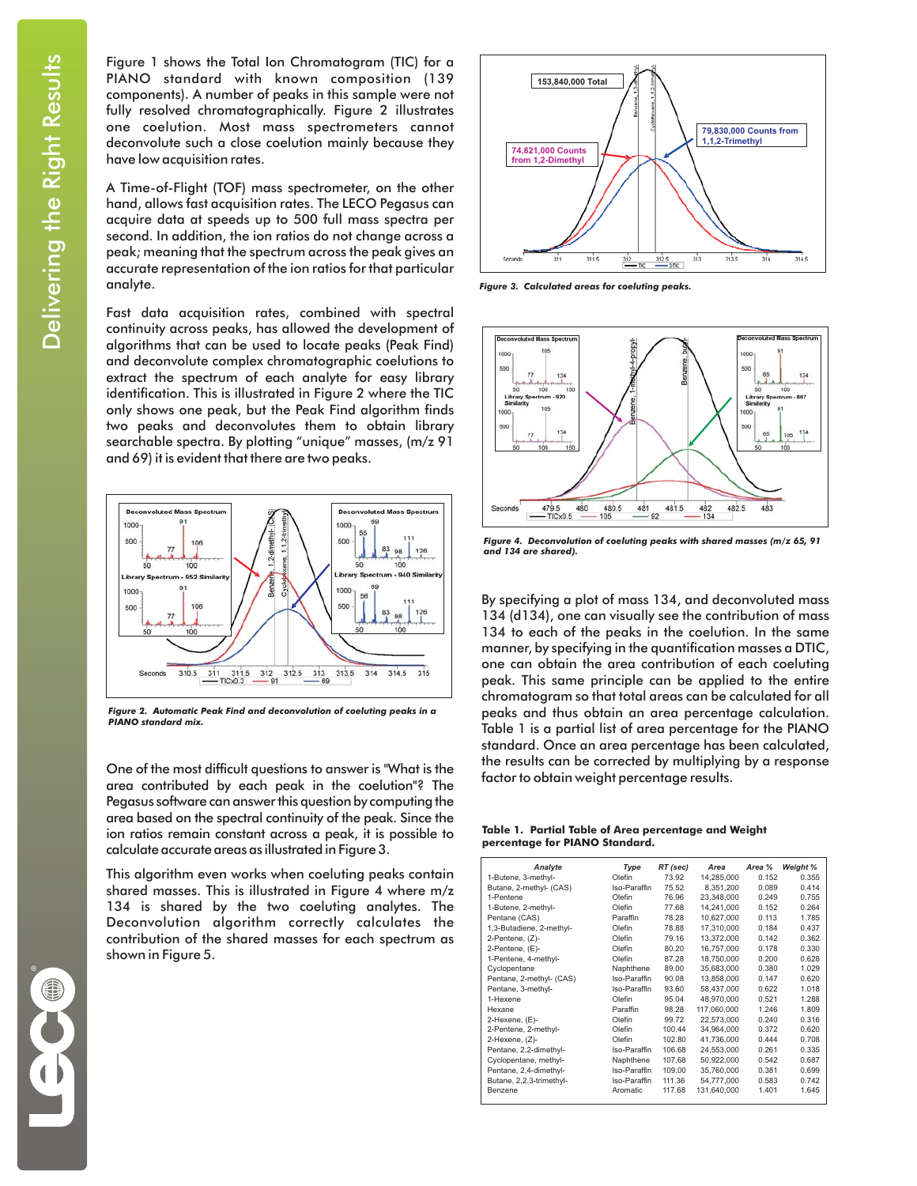Figure 1 shows the Total Ion Chromatogram (TIC) for a PIANO standard with known composition (139 components). A number of peaks in this sample were not fully resolved chromatographically. Figure 2 illustrates one coelution. Most mass spectrometers cannot deconvolute such a close coelution mainly because they have low acquisition rates.

A Time-of-Flight (TOF) mass spectrometer, on the other hand, allows fast acquisition rates. The LECO Pegasus can acquire data at speeds up to 500 full mass spectra per second. In addition, the ion ratios do not change across a peak; meaning that the spectrum across the peak gives an accurate representation of the ion ratios for that particular analyte.

Fast data acquisition rates, combined with spectral continuity across peaks, has allowed the development of algorithms that can be used to locate peaks (Peak Find) and deconvolute complex chromatographic coelutions to extract the spectrum of each analyte for easy library identification. This is illustrated in Figure 2 where the TIC only shows one peak, but the Peak Find algorithm finds two peaks and deconvolutes them to obtain library searchable spectra. By plotting "unique" masses, (m/z 91 and 69) it is evident that there are two peaks.

*Figure 2. Automatic Peak Find and deconvolution of coeluting peaks in a PIANO standard mix.*

One of the most difficult questions to answer is "What is the area contributed by each peak in the coelution"? The Pegasus software can answer this question by computing the area based on the spectral continuity of the peak. Since the ion ratios remain constant across a peak, it is possible to calculate accurate areas as illustrated in Figure 3.

This algorithm even works when coeluting peaks contain shared masses. This is illustrated in Figure 4 where m/z 134 is shared by the two coeluting analytes. The Deconvolution algorithm correctly calculates the contribution of the shared masses for each spectrum as shown in Figure 5.

*Figure 3. Calculated areas for coeluting peaks.*

*Figure 4. Deconvolution of coeluting peaks with shared masses (m/z 65, 91 and 134 are shared).*

By specifying a plot of mass 134, and deconvoluted mass 134 (d134), one can visually see the contribution of mass 134 to each of the peaks in the coelution. In the same manner, by specifying in the quantification masses a DTIC, one can obtain the area contribution of each coeluting peak. This same principle can be applied to the entire chromatogram so that total areas can be calculated for all peaks and thus obtain an area percentage calculation. Table 1 is a partial list of area percentage for the PIANO standard. Once an area percentage has been calculated, the results can be corrected by multiplying by a response factor to obtain weight percentage results.

**Table 1. Partial Table of Area percentage and Weight percentage for PIANO Standard.**

| Analyte | Type | RT (sec) | Area | Area % | Weight % |
|---|---|---|---|---|---|
| 1-Butene, 3-methyl- | Olefin | 73.92 | 14,285,000 | 0.152 | 0.355 |
| Butane, 2-methyl- (CAS) | Iso-Paraffin | 75.52 | 8,351,200 | 0.089 | 0.414 |
| 1-Pentene | Olefin | 76.96 | 23,348,000 | 0.249 | 0.755 |
| 1-Butene, 2-methyl- | Olefin | 77.68 | 14,241,000 | 0.152 | 0.264 |
| Pentane (CAS) | Paraffin | 78.28 | 10,627,000 | 0.113 | 1.785 |
| 1,3-Butadiene, 2-methyl- | Olefin | 78.88 | 17,310,000 | 0.184 | 0.437 |
| 2-Pentene, (Z)- | Olefin | 79.16 | 13,372,000 | 0.142 | 0.362 |
| 2-Pentene, (E)- | Olefin | 80.20 | 16,757,000 | 0.178 | 0.330 |
| 1-Pentene, 4-methyl- | Olefin | 87.28 | 18,750,000 | 0.200 | 0.628 |
| Cyclopentane | Naphthene | 89.00 | 35,683,000 | 0.380 | 1.029 |
| Pentane, 2-methyl- (CAS) | Iso-Paraffin | 90.08 | 13,858,000 | 0.147 | 0.620 |
| Pentane, 3-methyl- | Iso-Paraffin | 93.60 | 58,437,000 | 0.622 | 1.018 |
| 1-Hexene | Olefin | 95.04 | 48,970,000 | 0.521 | 1.288 |
| Hexane | Paraffin | 98.28 | 117,060,000 | 1.246 | 1.809 |
| 2-Hexene, (E)- | Olefin | 99.72 | 22,573,000 | 0.240 | 0.316 |
| 2-Pentene, 2-methyl- | Olefin | 100.44 | 34,964,000 | 0.372 | 0.620 |
| 2-Hexene, (Z)- | Olefin | 102.80 | 41,736,000 | 0.444 | 0.708 |
| Pentane, 2,2-dimethyl- | Iso-Paraffin | 106.68 | 24,553,000 | 0.261 | 0.335 |
| Cyclopentane, methyl- | Naphthene | 107.68 | 50,922,000 | 0.542 | 0.687 |
| Pentane, 2,4-dimethyl- | Iso-Paraffin | 109.00 | 35,760,000 | 0.381 | 0.699 |
| Butane, 2,2,3-trimethyl- | Iso-Paraffin | 111.36 | 54,777,000 | 0.583 | 0.742 |
| Benzene | Aromatic | 117.68 | 131,640,000 | 1.401 | 1.645 |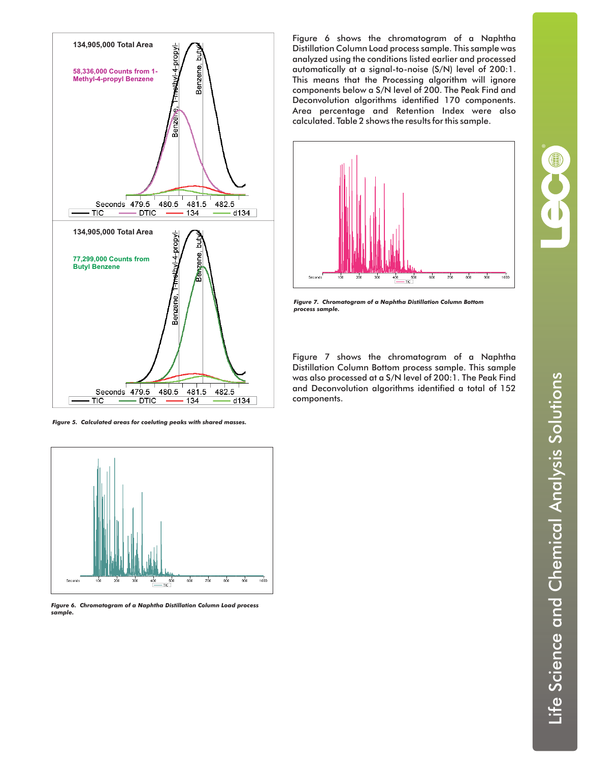Figure 5. Calculated areas for coeluting peaks with shared masses.

Figure 6. Chromatogram of a Naphtha Distillation Column Load process sample.

Figure 6 shows the chromatogram of a Naphtha Distillation Column Load process sample. This sample was analyzed using the conditions listed earlier and processed automatically at a signal-to-noise (S/N) level of 200:1. This means that the Processing algorithm will ignore components below a S/N level of 200. The Peak Find and Deconvolution algorithms identified 170 components. Area percentage and Retention Index were also calculated. Table 2 shows the results for this sample.

Figure 7. Chromatogram of a Naphtha Distillation Column Bottom process sample.

Figure 7 shows the chromatogram of a Naphtha Distillation Column Bottom process sample. This sample was also processed at a S/N level of 200:1. The Peak Find and Deconvolution algorithms identified a total of 152 components.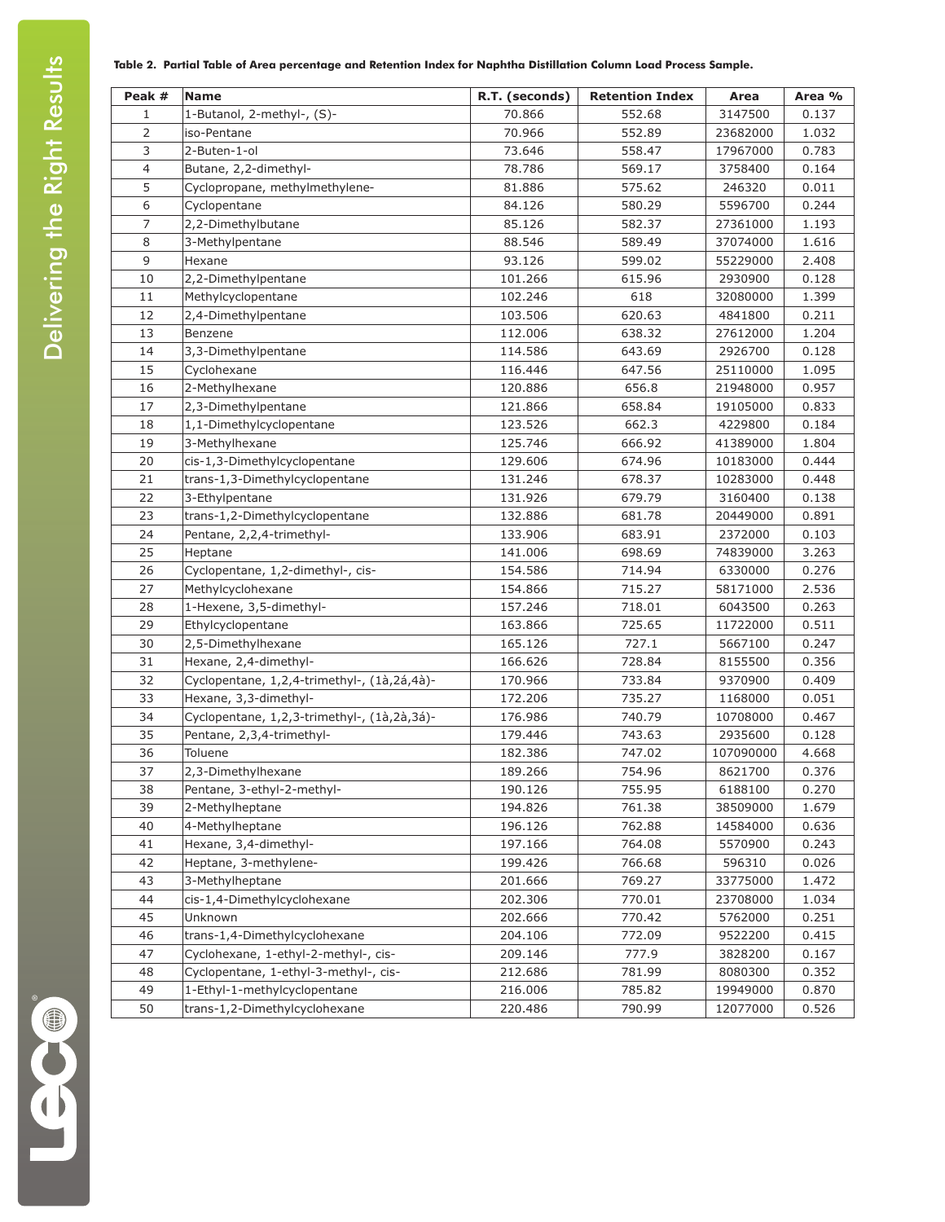**Table 2. Partial Table of Area percentage and Retention Index for Naphtha Distillation Column Load Process Sample.**

| Peak # | Name | R.T. (seconds) | Retention Index | Area | Area % |
|---|---|---|---|---|---|
| 1 | 1-Butanol, 2-methyl-, (S)- | 70.866 | 552.68 | 3147500 | 0.137 |
| 2 | iso-Pentane | 70.966 | 552.89 | 23682000 | 1.032 |
| 3 | 2-Buten-1-ol | 73.646 | 558.47 | 17967000 | 0.783 |
| 4 | Butane, 2,2-dimethyl- | 78.786 | 569.17 | 3758400 | 0.164 |
| 5 | Cyclopropane, methylmethylene- | 81.886 | 575.62 | 246320 | 0.011 |
| 6 | Cyclopentane | 84.126 | 580.29 | 5596700 | 0.244 |
| 7 | 2,2-Dimethylbutane | 85.126 | 582.37 | 27361000 | 1.193 |
| 8 | 3-Methylpentane | 88.546 | 589.49 | 37074000 | 1.616 |
| 9 | Hexane | 93.126 | 599.02 | 55229000 | 2.408 |
| 10 | 2,2-Dimethylpentane | 101.266 | 615.96 | 2930900 | 0.128 |
| 11 | Methylcyclopentane | 102.246 | 618 | 32080000 | 1.399 |
| 12 | 2,4-Dimethylpentane | 103.506 | 620.63 | 4841800 | 0.211 |
| 13 | Benzene | 112.006 | 638.32 | 27612000 | 1.204 |
| 14 | 3,3-Dimethylpentane | 114.586 | 643.69 | 2926700 | 0.128 |
| 15 | Cyclohexane | 116.446 | 647.56 | 25110000 | 1.095 |
| 16 | 2-Methylhexane | 120.886 | 656.8 | 21948000 | 0.957 |
| 17 | 2,3-Dimethylpentane | 121.866 | 658.84 | 19105000 | 0.833 |
| 18 | 1,1-Dimethylcyclopentane | 123.526 | 662.3 | 4229800 | 0.184 |
| 19 | 3-Methylhexane | 125.746 | 666.92 | 41389000 | 1.804 |
| 20 | cis-1,3-Dimethylcyclopentane | 129.606 | 674.96 | 10183000 | 0.444 |
| 21 | trans-1,3-Dimethylcyclopentane | 131.246 | 678.37 | 10283000 | 0.448 |
| 22 | 3-Ethylpentane | 131.926 | 679.79 | 3160400 | 0.138 |
| 23 | trans-1,2-Dimethylcyclopentane | 132.886 | 681.78 | 20449000 | 0.891 |
| 24 | Pentane, 2,2,4-trimethyl- | 133.906 | 683.91 | 2372000 | 0.103 |
| 25 | Heptane | 141.006 | 698.69 | 74839000 | 3.263 |
| 26 | Cyclopentane, 1,2-dimethyl-, cis- | 154.586 | 714.94 | 6330000 | 0.276 |
| 27 | Methylcyclohexane | 154.866 | 715.27 | 58171000 | 2.536 |
| 28 | 1-Hexene, 3,5-dimethyl- | 157.246 | 718.01 | 6043500 | 0.263 |
| 29 | Ethylcyclopentane | 163.866 | 725.65 | 11722000 | 0.511 |
| 30 | 2,5-Dimethylhexane | 165.126 | 727.1 | 5667100 | 0.247 |
| 31 | Hexane, 2,4-dimethyl- | 166.626 | 728.84 | 8155500 | 0.356 |
| 32 | Cyclopentane, 1,2,4-trimethyl-, (1à,2á,4à)- | 170.966 | 733.84 | 9370900 | 0.409 |
| 33 | Hexane, 3,3-dimethyl- | 172.206 | 735.27 | 1168000 | 0.051 |
| 34 | Cyclopentane, 1,2,3-trimethyl-, (1à,2à,3á)- | 176.986 | 740.79 | 10708000 | 0.467 |
| 35 | Pentane, 2,3,4-trimethyl- | 179.446 | 743.63 | 2935600 | 0.128 |
| 36 | Toluene | 182.386 | 747.02 | 107090000 | 4.668 |
| 37 | 2,3-Dimethylhexane | 189.266 | 754.96 | 8621700 | 0.376 |
| 38 | Pentane, 3-ethyl-2-methyl- | 190.126 | 755.95 | 6188100 | 0.270 |
| 39 | 2-Methylheptane | 194.826 | 761.38 | 38509000 | 1.679 |
| 40 | 4-Methylheptane | 196.126 | 762.88 | 14584000 | 0.636 |
| 41 | Hexane, 3,4-dimethyl- | 197.166 | 764.08 | 5570900 | 0.243 |
| 42 | Heptane, 3-methylene- | 199.426 | 766.68 | 596310 | 0.026 |
| 43 | 3-Methylheptane | 201.666 | 769.27 | 33775000 | 1.472 |
| 44 | cis-1,4-Dimethylcyclohexane | 202.306 | 770.01 | 23708000 | 1.034 |
| 45 | Unknown | 202.666 | 770.42 | 5762000 | 0.251 |
| 46 | trans-1,4-Dimethylcyclohexane | 204.106 | 772.09 | 9522200 | 0.415 |
| 47 | Cyclohexane, 1-ethyl-2-methyl-, cis- | 209.146 | 777.9 | 3828200 | 0.167 |
| 48 | Cyclopentane, 1-ethyl-3-methyl-, cis- | 212.686 | 781.99 | 8080300 | 0.352 |
| 49 | 1-Ethyl-1-methylcyclopentane | 216.006 | 785.82 | 19949000 | 0.870 |
| 50 | trans-1,2-Dimethylcyclohexane | 220.486 | 790.99 | 12077000 | 0.526 |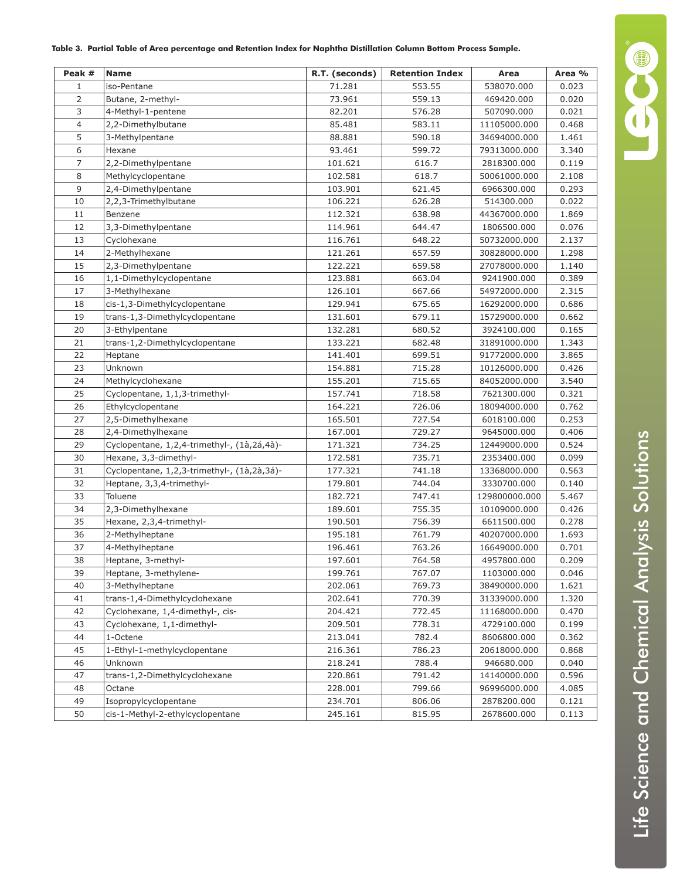**Table 3. Partial Table of Area percentage and Retention Index for Naphtha Distillation Column Bottom Process Sample.**

| Peak # | Name | R.T. (seconds) | Retention Index | Area | Area % |
|---|---|---|---|---|---|
| 1 | iso-Pentane | 71.281 | 553.55 | 538070.000 | 0.023 |
| 2 | Butane, 2-methyl- | 73.961 | 559.13 | 469420.000 | 0.020 |
| 3 | 4-Methyl-1-pentene | 82.201 | 576.28 | 507090.000 | 0.021 |
| 4 | 2,2-Dimethylbutane | 85.481 | 583.11 | 11105000.000 | 0.468 |
| 5 | 3-Methylpentane | 88.881 | 590.18 | 34694000.000 | 1.461 |
| 6 | Hexane | 93.461 | 599.72 | 79313000.000 | 3.340 |
| 7 | 2,2-Dimethylpentane | 101.621 | 616.7 | 2818300.000 | 0.119 |
| 8 | Methylcyclopentane | 102.581 | 618.7 | 50061000.000 | 2.108 |
| 9 | 2,4-Dimethylpentane | 103.901 | 621.45 | 6966300.000 | 0.293 |
| 10 | 2,2,3-Trimethylbutane | 106.221 | 626.28 | 514300.000 | 0.022 |
| 11 | Benzene | 112.321 | 638.98 | 44367000.000 | 1.869 |
| 12 | 3,3-Dimethylpentane | 114.961 | 644.47 | 1806500.000 | 0.076 |
| 13 | Cyclohexane | 116.761 | 648.22 | 50732000.000 | 2.137 |
| 14 | 2-Methylhexane | 121.261 | 657.59 | 30828000.000 | 1.298 |
| 15 | 2,3-Dimethylpentane | 122.221 | 659.58 | 27078000.000 | 1.140 |
| 16 | 1,1-Dimethylcyclopentane | 123.881 | 663.04 | 9241900.000 | 0.389 |
| 17 | 3-Methylhexane | 126.101 | 667.66 | 54972000.000 | 2.315 |
| 18 | cis-1,3-Dimethylcyclopentane | 129.941 | 675.65 | 16292000.000 | 0.686 |
| 19 | trans-1,3-Dimethylcyclopentane | 131.601 | 679.11 | 15729000.000 | 0.662 |
| 20 | 3-Ethylpentane | 132.281 | 680.52 | 3924100.000 | 0.165 |
| 21 | trans-1,2-Dimethylcyclopentane | 133.221 | 682.48 | 31891000.000 | 1.343 |
| 22 | Heptane | 141.401 | 699.51 | 91772000.000 | 3.865 |
| 23 | Unknown | 154.881 | 715.28 | 10126000.000 | 0.426 |
| 24 | Methylcyclohexane | 155.201 | 715.65 | 84052000.000 | 3.540 |
| 25 | Cyclopentane, 1,1,3-trimethyl- | 157.741 | 718.58 | 7621300.000 | 0.321 |
| 26 | Ethylcyclopentane | 164.221 | 726.06 | 18094000.000 | 0.762 |
| 27 | 2,5-Dimethylhexane | 165.501 | 727.54 | 6018100.000 | 0.253 |
| 28 | 2,4-Dimethylhexane | 167.001 | 729.27 | 9645000.000 | 0.406 |
| 29 | Cyclopentane, 1,2,4-trimethyl-, (1à,2á,4à)- | 171.321 | 734.25 | 12449000.000 | 0.524 |
| 30 | Hexane, 3,3-dimethyl- | 172.581 | 735.71 | 2353400.000 | 0.099 |
| 31 | Cyclopentane, 1,2,3-trimethyl-, (1à,2à,3á)- | 177.321 | 741.18 | 13368000.000 | 0.563 |
| 32 | Heptane, 3,3,4-trimethyl- | 179.801 | 744.04 | 3330700.000 | 0.140 |
| 33 | Toluene | 182.721 | 747.41 | 129800000.000 | 5.467 |
| 34 | 2,3-Dimethylhexane | 189.601 | 755.35 | 10109000.000 | 0.426 |
| 35 | Hexane, 2,3,4-trimethyl- | 190.501 | 756.39 | 6611500.000 | 0.278 |
| 36 | 2-Methylheptane | 195.181 | 761.79 | 40207000.000 | 1.693 |
| 37 | 4-Methylheptane | 196.461 | 763.26 | 16649000.000 | 0.701 |
| 38 | Heptane, 3-methyl- | 197.601 | 764.58 | 4957800.000 | 0.209 |
| 39 | Heptane, 3-methylene- | 199.761 | 767.07 | 1103000.000 | 0.046 |
| 40 | 3-Methylheptane | 202.061 | 769.73 | 38490000.000 | 1.621 |
| 41 | trans-1,4-Dimethylcyclohexane | 202.641 | 770.39 | 31339000.000 | 1.320 |
| 42 | Cyclohexane, 1,4-dimethyl-, cis- | 204.421 | 772.45 | 11168000.000 | 0.470 |
| 43 | Cyclohexane, 1,1-dimethyl- | 209.501 | 778.31 | 4729100.000 | 0.199 |
| 44 | 1-Octene | 213.041 | 782.4 | 8606800.000 | 0.362 |
| 45 | 1-Ethyl-1-methylcyclopentane | 216.361 | 786.23 | 20618000.000 | 0.868 |
| 46 | Unknown | 218.241 | 788.4 | 946680.000 | 0.040 |
| 47 | trans-1,2-Dimethylcyclohexane | 220.861 | 791.42 | 14140000.000 | 0.596 |
| 48 | Octane | 228.001 | 799.66 | 96996000.000 | 4.085 |
| 49 | Isopropylcyclopentane | 234.701 | 806.06 | 2878200.000 | 0.121 |
| 50 | cis-1-Methyl-2-ethylcyclopentane | 245.161 | 815.95 | 2678600.000 | 0.113 |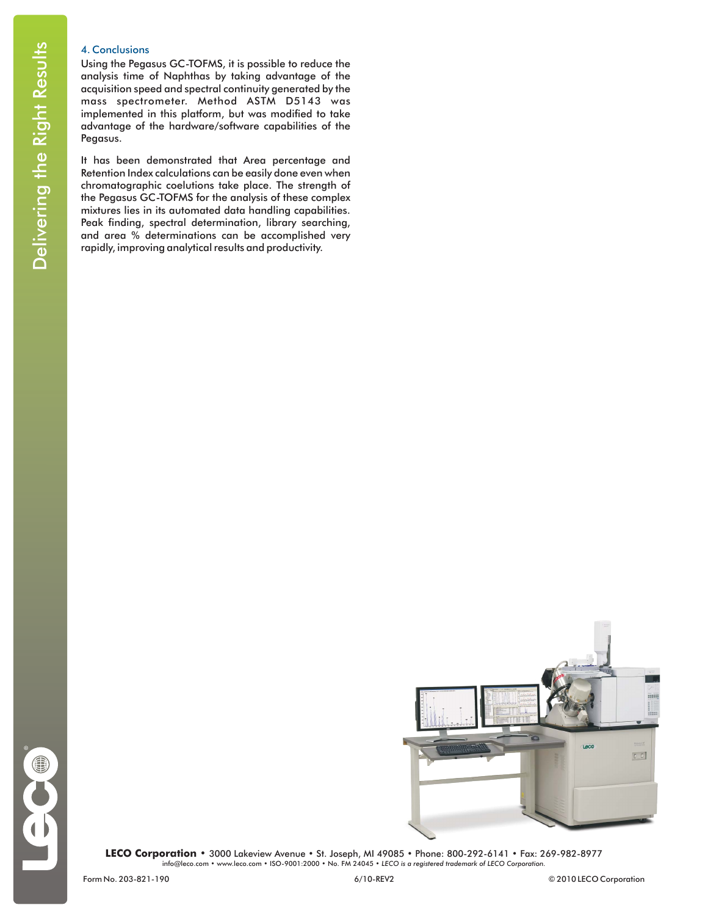## 4. Conclusions

Using the Pegasus GC-TOFMS, it is possible to reduce the analysis time of Naphthas by taking advantage of the acquisition speed and spectral continuity generated by the mass spectrometer. Method ASTM D5143 was implemented in this platform, but was modified to take advantage of the hardware/software capabilities of the Pegasus.

It has been demonstrated that Area percentage and Retention Index calculations can be easily done even when chromatographic coelutions take place. The strength of the Pegasus GC-TOFMS for the analysis of these complex mixtures lies in its automated data handling capabilities. Peak finding, spectral determination, library searching, and area % determinations can be accomplished very rapidly, improving analytical results and productivity.

**LECO Corporation** • 3000 Lakeview Avenue • St. Joseph, MI 49085 • Phone: 800-292-6141 • Fax: 269-982-8977
info@leco.com • www.leco.com • ISO-9001:2000 • No. FM 24045 • *LECO is a registered trademark of LECO Corporation.*

Form No. 203-821-190 6/10-REV2 © 2010 LECO Corporation